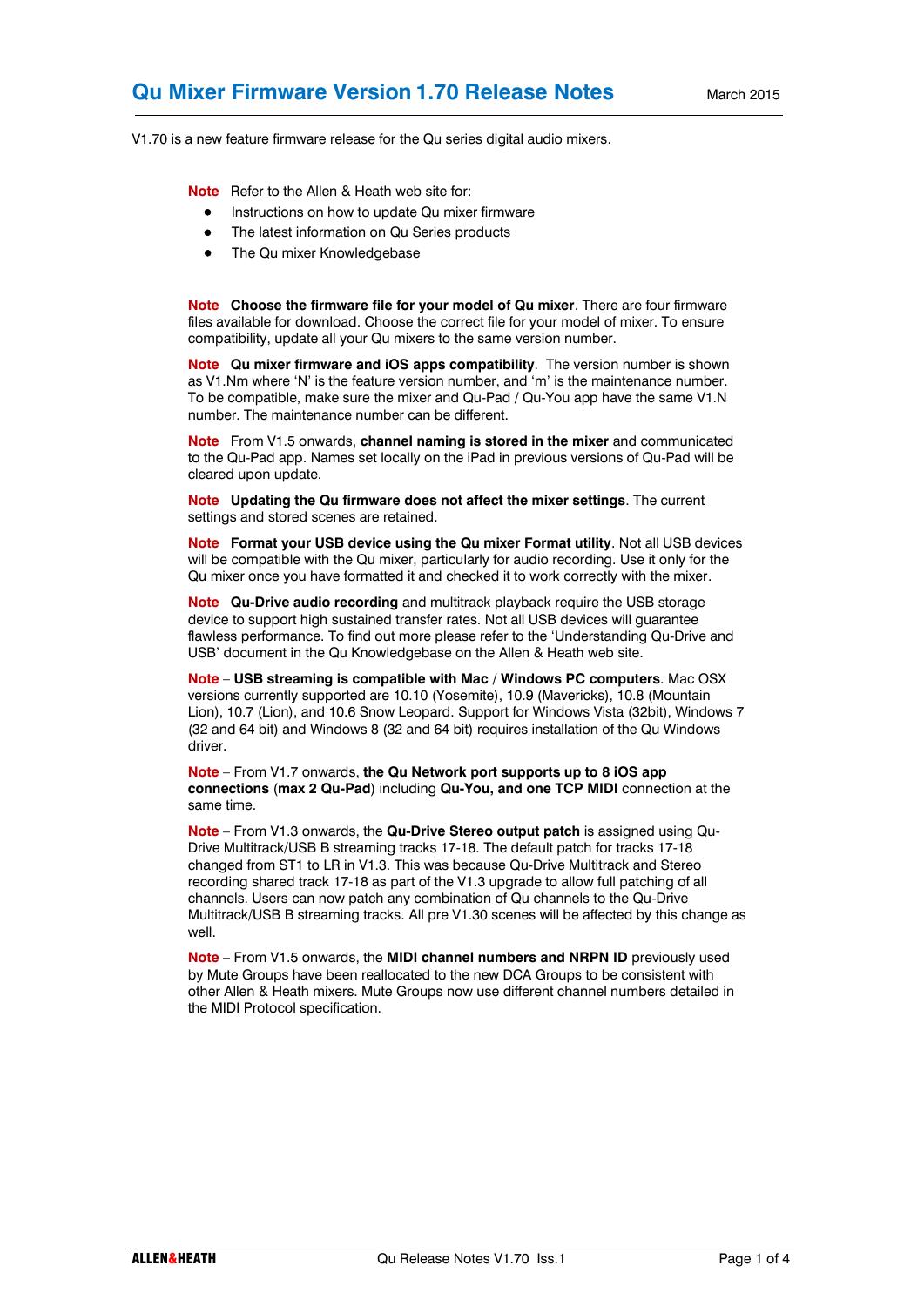# Qu Mixer Firmware Version 1.70 Release Notes

March 2015

V1.70 is a new feature firmware release for the Qu series digital audio mixers.

**Note** Refer to the Allen & Heath web site for:

- Instructions on how to update Qu mixer firmware
- The latest information on Qu Series products
- The Qu mixer Knowledgebase

**Note** **Choose the firmware file for your model of Qu mixer**. There are four firmware files available for download. Choose the correct file for your model of mixer. To ensure compatibility, update all your Qu mixers to the same version number.

**Note** **Qu mixer firmware and iOS apps compatibility**. The version number is shown as V1.Nm where 'N' is the feature version number, and 'm' is the maintenance number. To be compatible, make sure the mixer and Qu-Pad / Qu-You app have the same V1.N number. The maintenance number can be different.

**Note** From V1.5 onwards, **channel naming is stored in the mixer** and communicated to the Qu-Pad app. Names set locally on the iPad in previous versions of Qu-Pad will be cleared upon update.

**Note** **Updating the Qu firmware does not affect the mixer settings**. The current settings and stored scenes are retained.

**Note** **Format your USB device using the Qu mixer Format utility**. Not all USB devices will be compatible with the Qu mixer, particularly for audio recording. Use it only for the Qu mixer once you have formatted it and checked it to work correctly with the mixer.

**Note** **Qu-Drive audio recording** and multitrack playback require the USB storage device to support high sustained transfer rates. Not all USB devices will guarantee flawless performance. To find out more please refer to the 'Understanding Qu-Drive and USB' document in the Qu Knowledgebase on the Allen & Heath web site.

**Note** – **USB streaming is compatible with Mac / Windows PC computers**. Mac OSX versions currently supported are 10.10 (Yosemite), 10.9 (Mavericks), 10.8 (Mountain Lion), 10.7 (Lion), and 10.6 Snow Leopard. Support for Windows Vista (32bit), Windows 7 (32 and 64 bit) and Windows 8 (32 and 64 bit) requires installation of the Qu Windows driver.

**Note** – From V1.7 onwards, **the Qu Network port supports up to 8 iOS app connections** (**max 2 Qu-Pad**) including **Qu-You, and one TCP MIDI** connection at the same time.

**Note** – From V1.3 onwards, the **Qu-Drive Stereo output patch** is assigned using Qu-Drive Multitrack/USB B streaming tracks 17-18. The default patch for tracks 17-18 changed from ST1 to LR in V1.3. This was because Qu-Drive Multitrack and Stereo recording shared track 17-18 as part of the V1.3 upgrade to allow full patching of all channels. Users can now patch any combination of Qu channels to the Qu-Drive Multitrack/USB B streaming tracks. All pre V1.30 scenes will be affected by this change as well.

**Note** – From V1.5 onwards, the **MIDI channel numbers and NRPN ID** previously used by Mute Groups have been reallocated to the new DCA Groups to be consistent with other Allen & Heath mixers. Mute Groups now use different channel numbers detailed in the MIDI Protocol specification.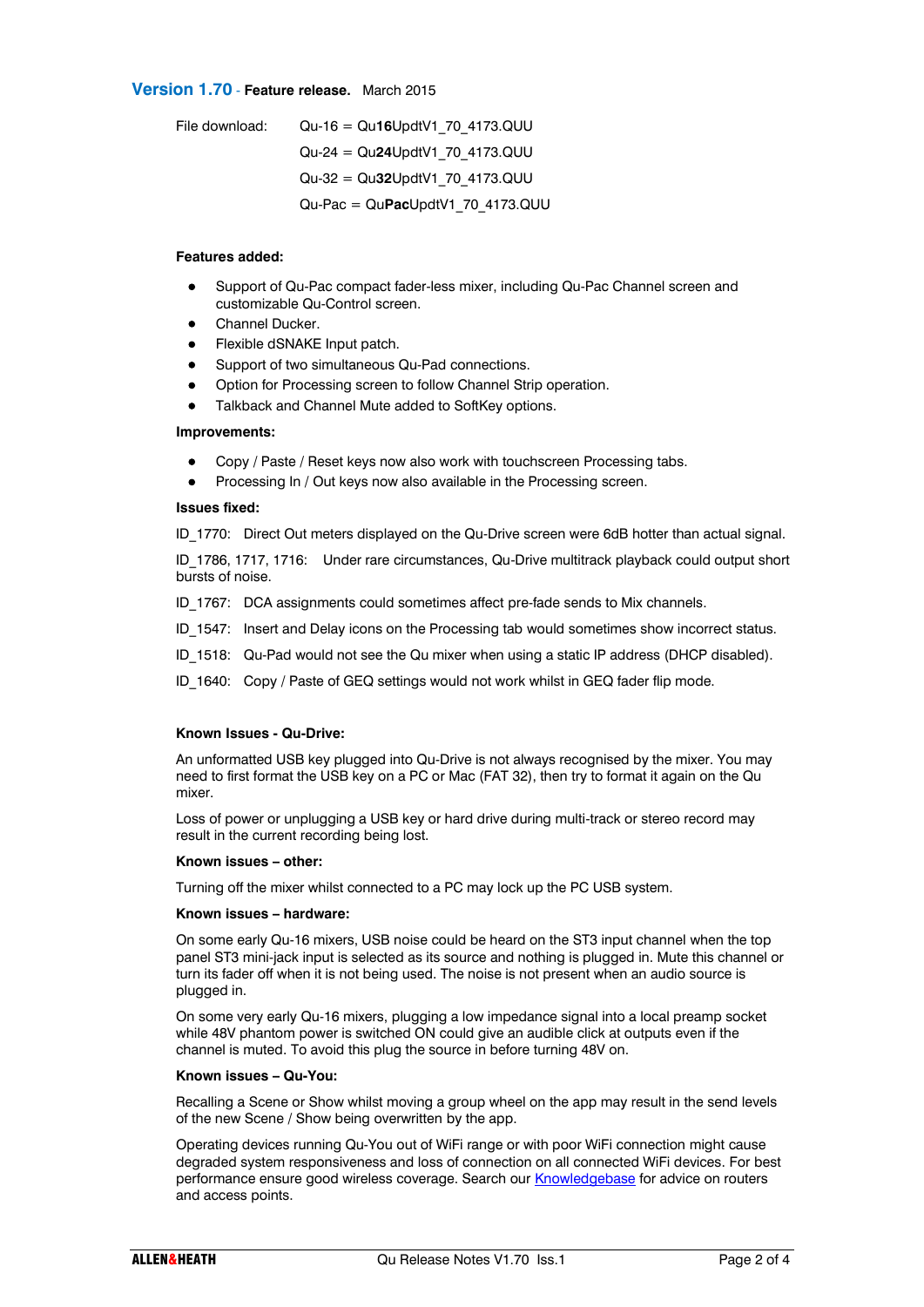## Version 1.70 - Feature release. March 2015

File download:

- Qu-16 = Qu**16**UpdtV1_70_4173.QUU
- Qu-24 = Qu**24**UpdtV1_70_4173.QUU
- Qu-32 = Qu**32**UpdtV1_70_4173.QUU
- Qu-Pac = Qu**Pac**UpdtV1_70_4173.QUU

**Features added:**

- Support of Qu-Pac compact fader-less mixer, including Qu-Pac Channel screen and customizable Qu-Control screen.
- Channel Ducker.
- Flexible dSNAKE Input patch.
- Support of two simultaneous Qu-Pad connections.
- Option for Processing screen to follow Channel Strip operation.
- Talkback and Channel Mute added to SoftKey options.

**Improvements:**

- Copy / Paste / Reset keys now also work with touchscreen Processing tabs.
- Processing In / Out keys now also available in the Processing screen.

**Issues fixed:**

ID_1770: Direct Out meters displayed on the Qu-Drive screen were 6dB hotter than actual signal.

ID_1786, 1717, 1716: Under rare circumstances, Qu-Drive multitrack playback could output short bursts of noise.

ID_1767: DCA assignments could sometimes affect pre-fade sends to Mix channels.

ID_1547: Insert and Delay icons on the Processing tab would sometimes show incorrect status.

ID_1518: Qu-Pad would not see the Qu mixer when using a static IP address (DHCP disabled).

ID_1640: Copy / Paste of GEQ settings would not work whilst in GEQ fader flip mode.

**Known Issues - Qu-Drive:**

An unformatted USB key plugged into Qu-Drive is not always recognised by the mixer. You may need to first format the USB key on a PC or Mac (FAT 32), then try to format it again on the Qu mixer.

Loss of power or unplugging a USB key or hard drive during multi-track or stereo record may result in the current recording being lost.

**Known issues – other:**

Turning off the mixer whilst connected to a PC may lock up the PC USB system.

**Known issues – hardware:**

On some early Qu-16 mixers, USB noise could be heard on the ST3 input channel when the top panel ST3 mini-jack input is selected as its source and nothing is plugged in. Mute this channel or turn its fader off when it is not being used. The noise is not present when an audio source is plugged in.

On some very early Qu-16 mixers, plugging a low impedance signal into a local preamp socket while 48V phantom power is switched ON could give an audible click at outputs even if the channel is muted. To avoid this plug the source in before turning 48V on.

**Known issues – Qu-You:**

Recalling a Scene or Show whilst moving a group wheel on the app may result in the send levels of the new Scene / Show being overwritten by the app.

Operating devices running Qu-You out of WiFi range or with poor WiFi connection might cause degraded system responsiveness and loss of connection on all connected WiFi devices. For best performance ensure good wireless coverage. Search our Knowledgebase for advice on routers and access points.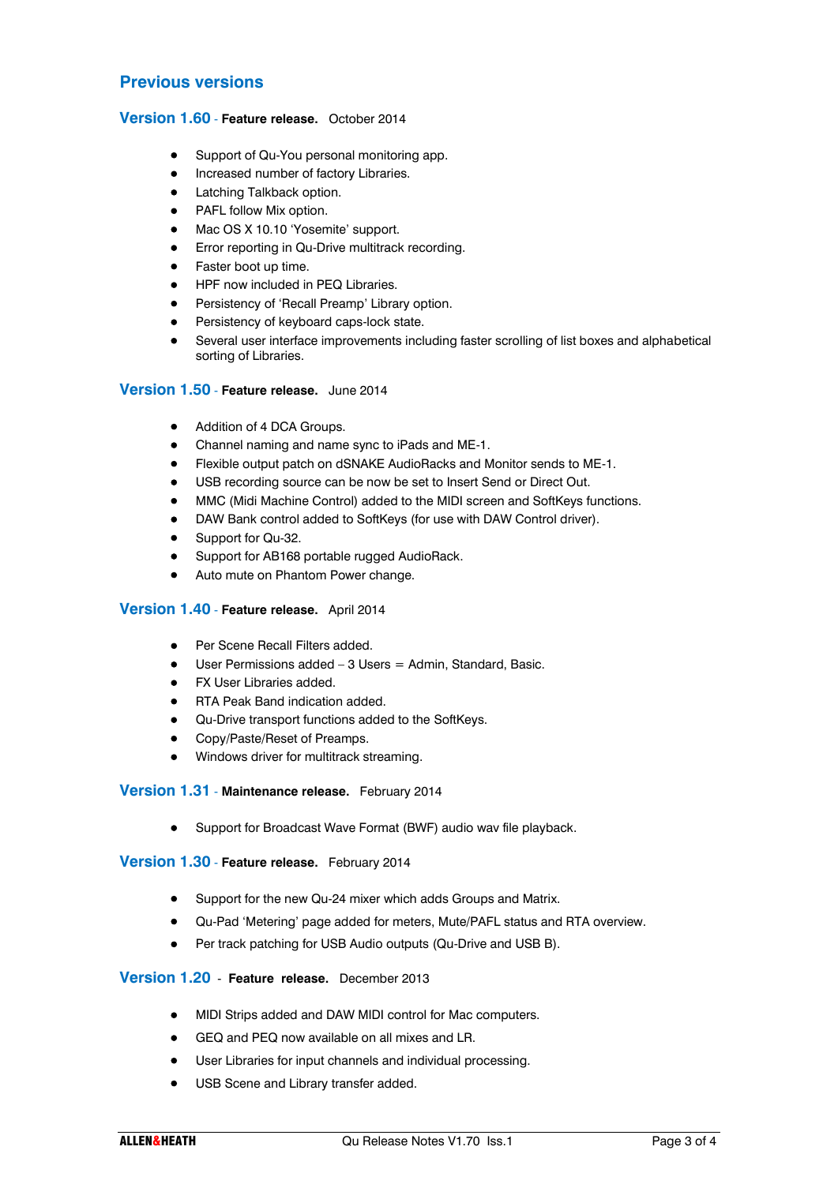## Previous versions

### Version 1.60 - **Feature release.** October 2014

- Support of Qu-You personal monitoring app.
- Increased number of factory Libraries.
- Latching Talkback option.
- PAFL follow Mix option.
- Mac OS X 10.10 'Yosemite' support.
- Error reporting in Qu-Drive multitrack recording.
- Faster boot up time.
- HPF now included in PEQ Libraries.
- Persistency of 'Recall Preamp' Library option.
- Persistency of keyboard caps-lock state.
- Several user interface improvements including faster scrolling of list boxes and alphabetical sorting of Libraries.

### Version 1.50 - **Feature release.** June 2014

- Addition of 4 DCA Groups.
- Channel naming and name sync to iPads and ME-1.
- Flexible output patch on dSNAKE AudioRacks and Monitor sends to ME-1.
- USB recording source can be now be set to Insert Send or Direct Out.
- MMC (Midi Machine Control) added to the MIDI screen and SoftKeys functions.
- DAW Bank control added to SoftKeys (for use with DAW Control driver).
- Support for Qu-32.
- Support for AB168 portable rugged AudioRack.
- Auto mute on Phantom Power change.

### Version 1.40 - **Feature release.** April 2014

- Per Scene Recall Filters added.
- User Permissions added – 3 Users = Admin, Standard, Basic.
- FX User Libraries added.
- RTA Peak Band indication added.
- Qu-Drive transport functions added to the SoftKeys.
- Copy/Paste/Reset of Preamps.
- Windows driver for multitrack streaming.

### Version 1.31 - **Maintenance release.** February 2014

- Support for Broadcast Wave Format (BWF) audio wav file playback.

### Version 1.30 - **Feature release.** February 2014

- Support for the new Qu-24 mixer which adds Groups and Matrix.
- Qu-Pad 'Metering' page added for meters, Mute/PAFL status and RTA overview.
- Per track patching for USB Audio outputs (Qu-Drive and USB B).

### Version 1.20 - **Feature release.** December 2013

- MIDI Strips added and DAW MIDI control for Mac computers.
- GEQ and PEQ now available on all mixes and LR.
- User Libraries for input channels and individual processing.
- USB Scene and Library transfer added.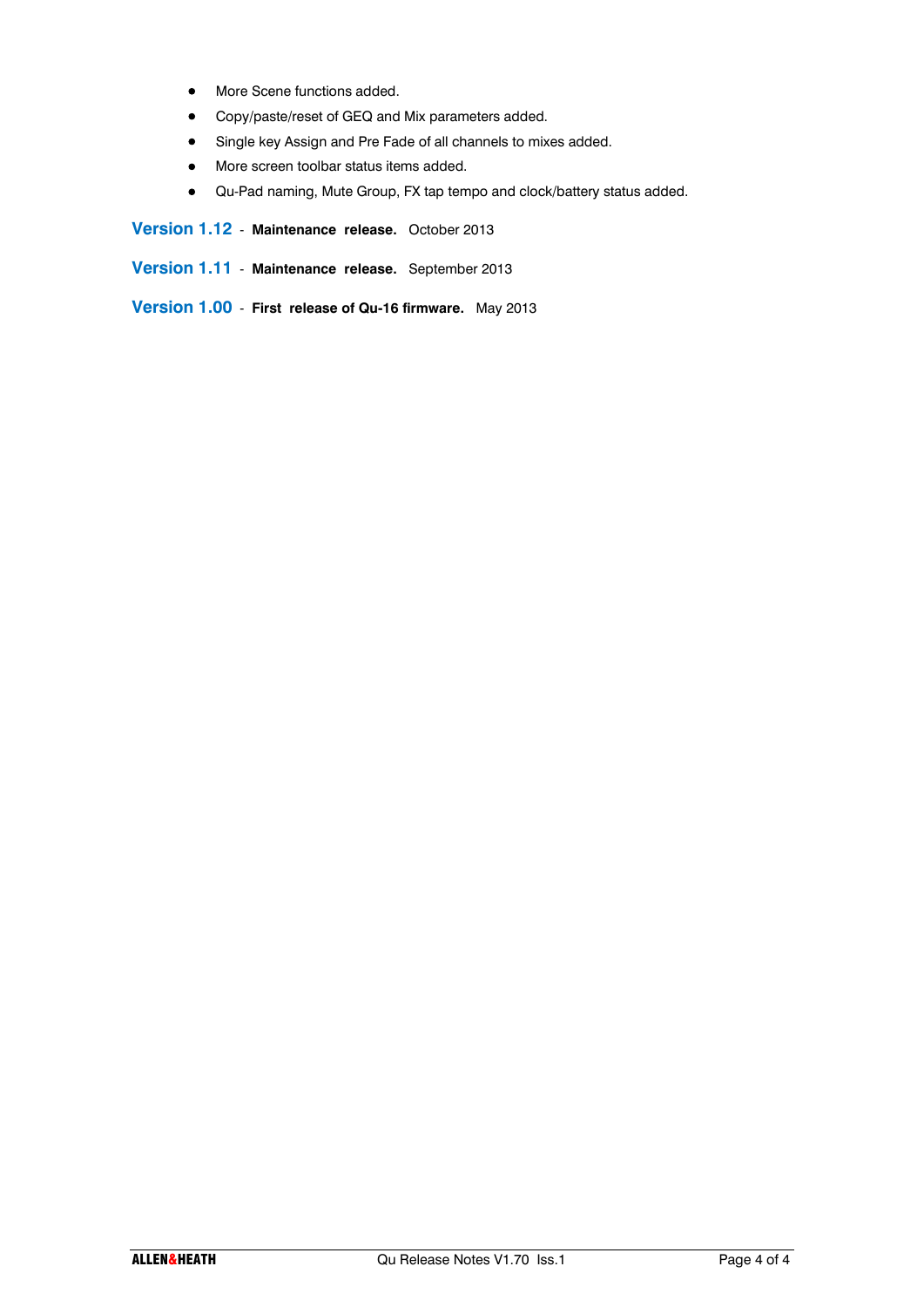- More Scene functions added.
- Copy/paste/reset of GEQ and Mix parameters added.
- Single key Assign and Pre Fade of all channels to mixes added.
- More screen toolbar status items added.
- Qu-Pad naming, Mute Group, FX tap tempo and clock/battery status added.

## Version 1.12 - **Maintenance release.** October 2013

## Version 1.11 - **Maintenance release.** September 2013

## Version 1.00 - **First release of Qu-16 firmware.** May 2013